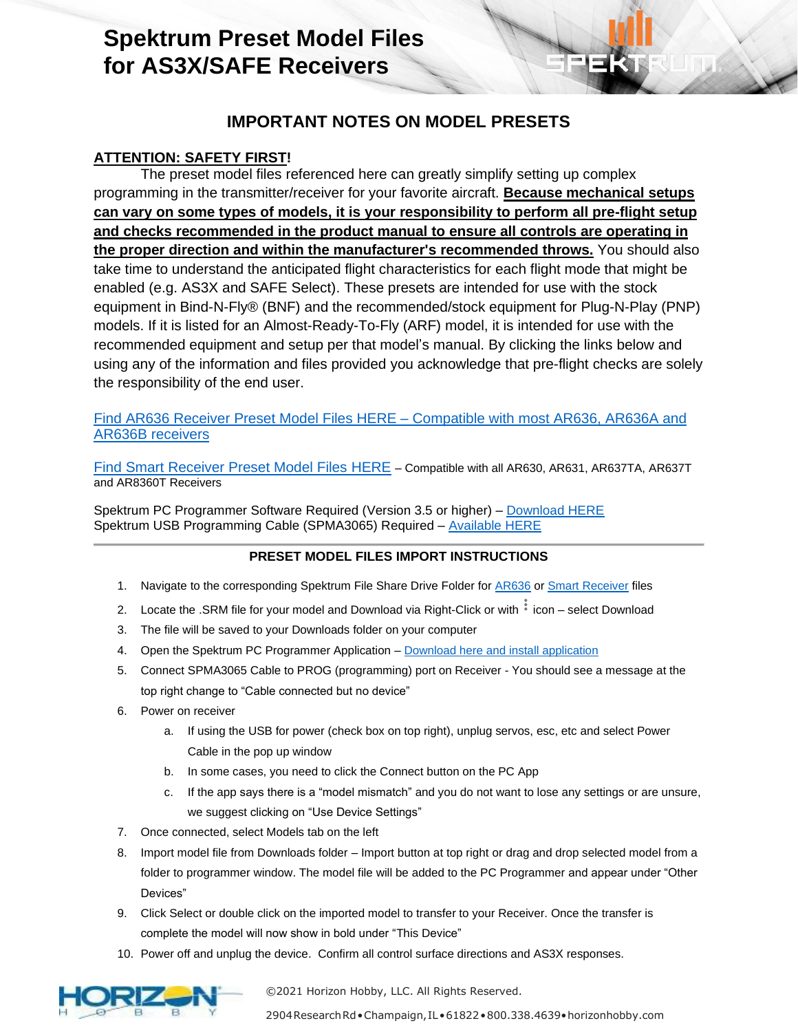# Spektrum Preset Model Files for AS3X/SAFE Receivers

## IMPORTANT NOTES ON MODEL PRESETS

**ATTENTION: SAFETY FIRST!**

The preset model files referenced here can greatly simplify setting up complex programming in the transmitter/receiver for your favorite aircraft. **Because mechanical setups can vary on some types of models, it is your responsibility to perform all pre-flight setup and checks recommended in the product manual to ensure all controls are operating in the proper direction and within the manufacturer's recommended throws.** You should also take time to understand the anticipated flight characteristics for each flight mode that might be enabled (e.g. AS3X and SAFE Select). These presets are intended for use with the stock equipment in Bind-N-Fly® (BNF) and the recommended/stock equipment for Plug-N-Play (PNP) models. If it is listed for an Almost-Ready-To-Fly (ARF) model, it is intended for use with the recommended equipment and setup per that model's manual. By clicking the links below and using any of the information and files provided you acknowledge that pre-flight checks are solely the responsibility of the end user.

Find AR636 Receiver Preset Model Files HERE – Compatible with most AR636, AR636A and AR636B receivers

Find Smart Receiver Preset Model Files HERE – Compatible with all AR630, AR631, AR637TA, AR637T and AR8360T Receivers

Spektrum PC Programmer Software Required (Version 3.5 or higher) – Download HERE
Spektrum USB Programming Cable (SPMA3065) Required – Available HERE

### PRESET MODEL FILES IMPORT INSTRUCTIONS

1. Navigate to the corresponding Spektrum File Share Drive Folder for AR636 or Smart Receiver files
2. Locate the .SRM file for your model and Download via Right-Click or with ⋮ icon – select Download
3. The file will be saved to your Downloads folder on your computer
4. Open the Spektrum PC Programmer Application – Download here and install application
5. Connect SPMA3065 Cable to PROG (programming) port on Receiver - You should see a message at the top right change to "Cable connected but no device"
6. Power on receiver
   a. If using the USB for power (check box on top right), unplug servos, esc, etc and select Power Cable in the pop up window
   b. In some cases, you need to click the Connect button on the PC App
   c. If the app says there is a "model mismatch" and you do not want to lose any settings or are unsure, we suggest clicking on "Use Device Settings"
7. Once connected, select Models tab on the left
8. Import model file from Downloads folder – Import button at top right or drag and drop selected model from a folder to programmer window. The model file will be added to the PC Programmer and appear under "Other Devices"
9. Click Select or double click on the imported model to transfer to your Receiver. Once the transfer is complete the model will now show in bold under "This Device"
10. Power off and unplug the device. Confirm all control surface directions and AS3X responses.

©2021 Horizon Hobby, LLC. All Rights Reserved.

2904 Research Rd • Champaign, IL • 61822 • 800.338.4639 • horizonhobby.com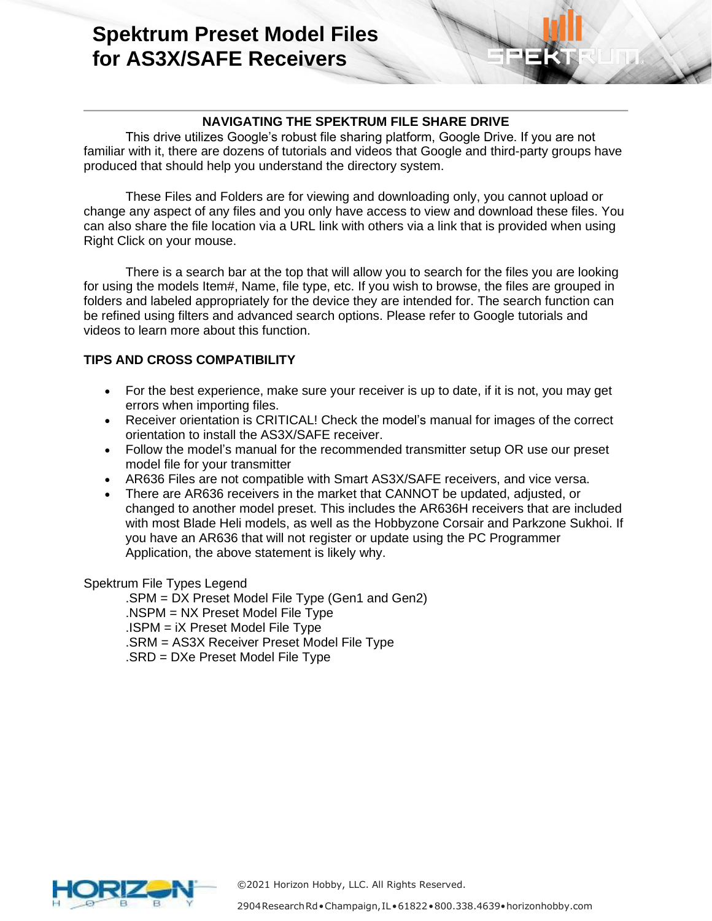# Spektrum Preset Model Files for AS3X/SAFE Receivers

## NAVIGATING THE SPEKTRUM FILE SHARE DRIVE

This drive utilizes Google's robust file sharing platform, Google Drive. If you are not familiar with it, there are dozens of tutorials and videos that Google and third-party groups have produced that should help you understand the directory system.

These Files and Folders are for viewing and downloading only, you cannot upload or change any aspect of any files and you only have access to view and download these files. You can also share the file location via a URL link with others via a link that is provided when using Right Click on your mouse.

There is a search bar at the top that will allow you to search for the files you are looking for using the models Item#, Name, file type, etc. If you wish to browse, the files are grouped in folders and labeled appropriately for the device they are intended for. The search function can be refined using filters and advanced search options. Please refer to Google tutorials and videos to learn more about this function.

## TIPS AND CROSS COMPATIBILITY

- For the best experience, make sure your receiver is up to date, if it is not, you may get errors when importing files.
- Receiver orientation is CRITICAL! Check the model's manual for images of the correct orientation to install the AS3X/SAFE receiver.
- Follow the model's manual for the recommended transmitter setup OR use our preset model file for your transmitter
- AR636 Files are not compatible with Smart AS3X/SAFE receivers, and vice versa.
- There are AR636 receivers in the market that CANNOT be updated, adjusted, or changed to another model preset. This includes the AR636H receivers that are included with most Blade Heli models, as well as the Hobbyzone Corsair and Parkzone Sukhoi. If you have an AR636 that will not register or update using the PC Programmer Application, the above statement is likely why.

Spektrum File Types Legend

.SPM = DX Preset Model File Type (Gen1 and Gen2)
.NSPM = NX Preset Model File Type
.ISPM = iX Preset Model File Type
.SRM = AS3X Receiver Preset Model File Type
.SRD = DXe Preset Model File Type

©2021 Horizon Hobby, LLC. All Rights Reserved.

2904 Research Rd • Champaign, IL • 61822 • 800.338.4639 • horizonhobby.com